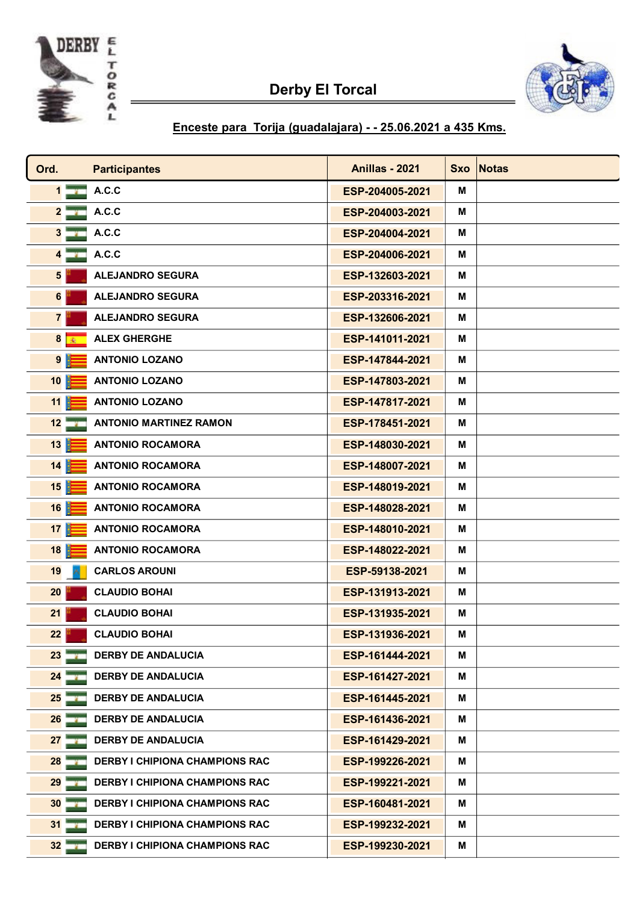# Derby El Torcal

## Enceste para Torija (guadalajara) - - 25.06.2021 a 435 Kms.

| Ord. | Participantes | Anillas - 2021 | Sxo | Notas |
|---|---|---|---|---|
| 1 | A.C.C | ESP-204005-2021 | M | |
| 2 | A.C.C | ESP-204003-2021 | M | |
| 3 | A.C.C | ESP-204004-2021 | M | |
| 4 | A.C.C | ESP-204006-2021 | M | |
| 5 | ALEJANDRO SEGURA | ESP-132603-2021 | M | |
| 6 | ALEJANDRO SEGURA | ESP-203316-2021 | M | |
| 7 | ALEJANDRO SEGURA | ESP-132606-2021 | M | |
| 8 | ALEX GHERGHE | ESP-141011-2021 | M | |
| 9 | ANTONIO LOZANO | ESP-147844-2021 | M | |
| 10 | ANTONIO LOZANO | ESP-147803-2021 | M | |
| 11 | ANTONIO LOZANO | ESP-147817-2021 | M | |
| 12 | ANTONIO MARTINEZ RAMON | ESP-178451-2021 | M | |
| 13 | ANTONIO ROCAMORA | ESP-148030-2021 | M | |
| 14 | ANTONIO ROCAMORA | ESP-148007-2021 | M | |
| 15 | ANTONIO ROCAMORA | ESP-148019-2021 | M | |
| 16 | ANTONIO ROCAMORA | ESP-148028-2021 | M | |
| 17 | ANTONIO ROCAMORA | ESP-148010-2021 | M | |
| 18 | ANTONIO ROCAMORA | ESP-148022-2021 | M | |
| 19 | CARLOS AROUNI | ESP-59138-2021 | M | |
| 20 | CLAUDIO BOHAI | ESP-131913-2021 | M | |
| 21 | CLAUDIO BOHAI | ESP-131935-2021 | M | |
| 22 | CLAUDIO BOHAI | ESP-131936-2021 | M | |
| 23 | DERBY DE ANDALUCIA | ESP-161444-2021 | M | |
| 24 | DERBY DE ANDALUCIA | ESP-161427-2021 | M | |
| 25 | DERBY DE ANDALUCIA | ESP-161445-2021 | M | |
| 26 | DERBY DE ANDALUCIA | ESP-161436-2021 | M | |
| 27 | DERBY DE ANDALUCIA | ESP-161429-2021 | M | |
| 28 | DERBY I CHIPIONA CHAMPIONS RAC | ESP-199226-2021 | M | |
| 29 | DERBY I CHIPIONA CHAMPIONS RAC | ESP-199221-2021 | M | |
| 30 | DERBY I CHIPIONA CHAMPIONS RAC | ESP-160481-2021 | M | |
| 31 | DERBY I CHIPIONA CHAMPIONS RAC | ESP-199232-2021 | M | |
| 32 | DERBY I CHIPIONA CHAMPIONS RAC | ESP-199230-2021 | M | |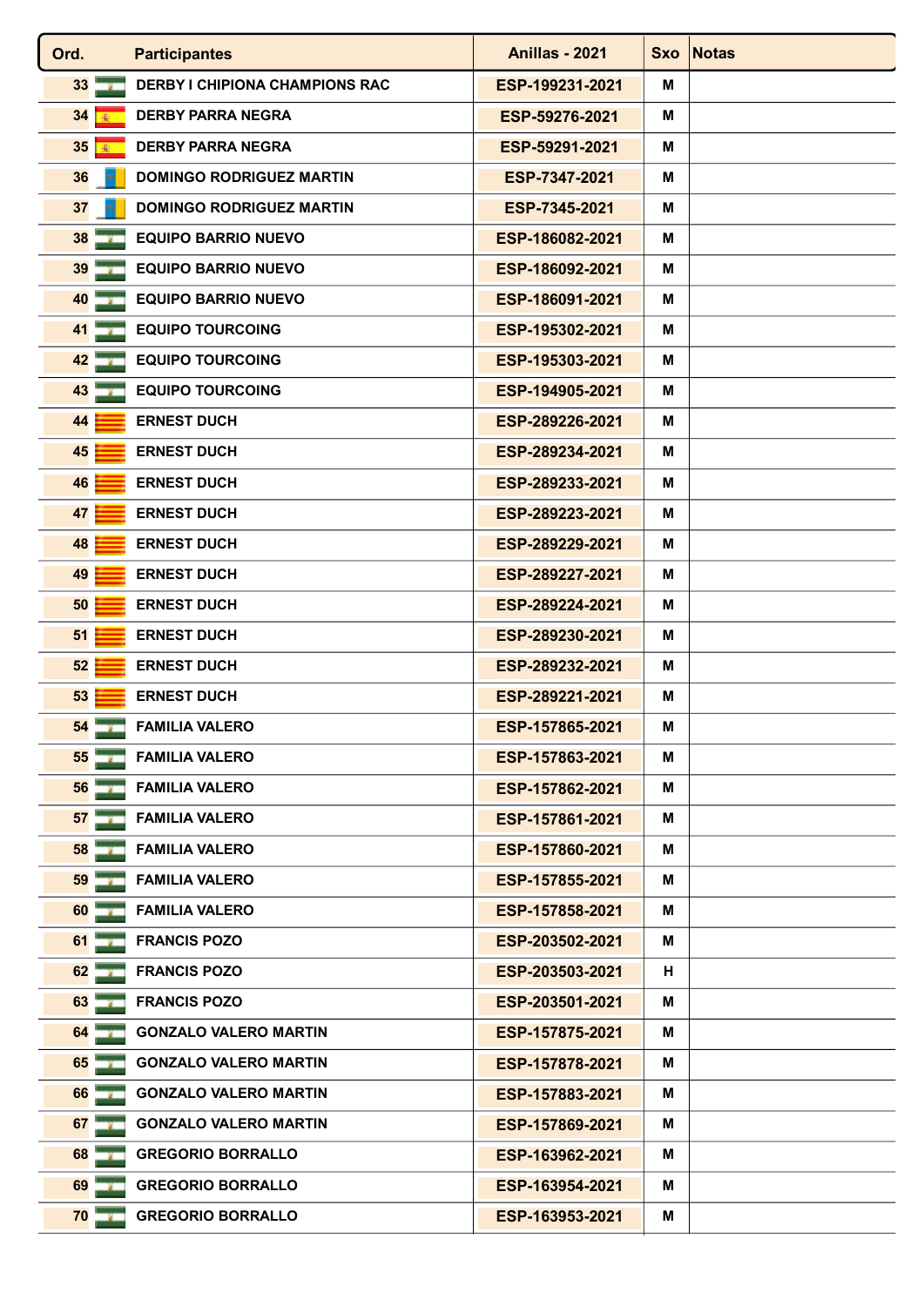| Ord. | Participantes | Anillas - 2021 | Sxo | Notas |
|---|---|---|---|---|
| 33 | DERBY I CHIPIONA CHAMPIONS RAC | ESP-199231-2021 | M | |
| 34 | DERBY PARRA NEGRA | ESP-59276-2021 | M | |
| 35 | DERBY PARRA NEGRA | ESP-59291-2021 | M | |
| 36 | DOMINGO RODRIGUEZ MARTIN | ESP-7347-2021 | M | |
| 37 | DOMINGO RODRIGUEZ MARTIN | ESP-7345-2021 | M | |
| 38 | EQUIPO BARRIO NUEVO | ESP-186082-2021 | M | |
| 39 | EQUIPO BARRIO NUEVO | ESP-186092-2021 | M | |
| 40 | EQUIPO BARRIO NUEVO | ESP-186091-2021 | M | |
| 41 | EQUIPO TOURCOING | ESP-195302-2021 | M | |
| 42 | EQUIPO TOURCOING | ESP-195303-2021 | M | |
| 43 | EQUIPO TOURCOING | ESP-194905-2021 | M | |
| 44 | ERNEST DUCH | ESP-289226-2021 | M | |
| 45 | ERNEST DUCH | ESP-289234-2021 | M | |
| 46 | ERNEST DUCH | ESP-289233-2021 | M | |
| 47 | ERNEST DUCH | ESP-289223-2021 | M | |
| 48 | ERNEST DUCH | ESP-289229-2021 | M | |
| 49 | ERNEST DUCH | ESP-289227-2021 | M | |
| 50 | ERNEST DUCH | ESP-289224-2021 | M | |
| 51 | ERNEST DUCH | ESP-289230-2021 | M | |
| 52 | ERNEST DUCH | ESP-289232-2021 | M | |
| 53 | ERNEST DUCH | ESP-289221-2021 | M | |
| 54 | FAMILIA VALERO | ESP-157865-2021 | M | |
| 55 | FAMILIA VALERO | ESP-157863-2021 | M | |
| 56 | FAMILIA VALERO | ESP-157862-2021 | M | |
| 57 | FAMILIA VALERO | ESP-157861-2021 | M | |
| 58 | FAMILIA VALERO | ESP-157860-2021 | M | |
| 59 | FAMILIA VALERO | ESP-157855-2021 | M | |
| 60 | FAMILIA VALERO | ESP-157858-2021 | M | |
| 61 | FRANCIS POZO | ESP-203502-2021 | M | |
| 62 | FRANCIS POZO | ESP-203503-2021 | H | |
| 63 | FRANCIS POZO | ESP-203501-2021 | M | |
| 64 | GONZALO VALERO MARTIN | ESP-157875-2021 | M | |
| 65 | GONZALO VALERO MARTIN | ESP-157878-2021 | M | |
| 66 | GONZALO VALERO MARTIN | ESP-157883-2021 | M | |
| 67 | GONZALO VALERO MARTIN | ESP-157869-2021 | M | |
| 68 | GREGORIO BORRALLO | ESP-163962-2021 | M | |
| 69 | GREGORIO BORRALLO | ESP-163954-2021 | M | |
| 70 | GREGORIO BORRALLO | ESP-163953-2021 | M | |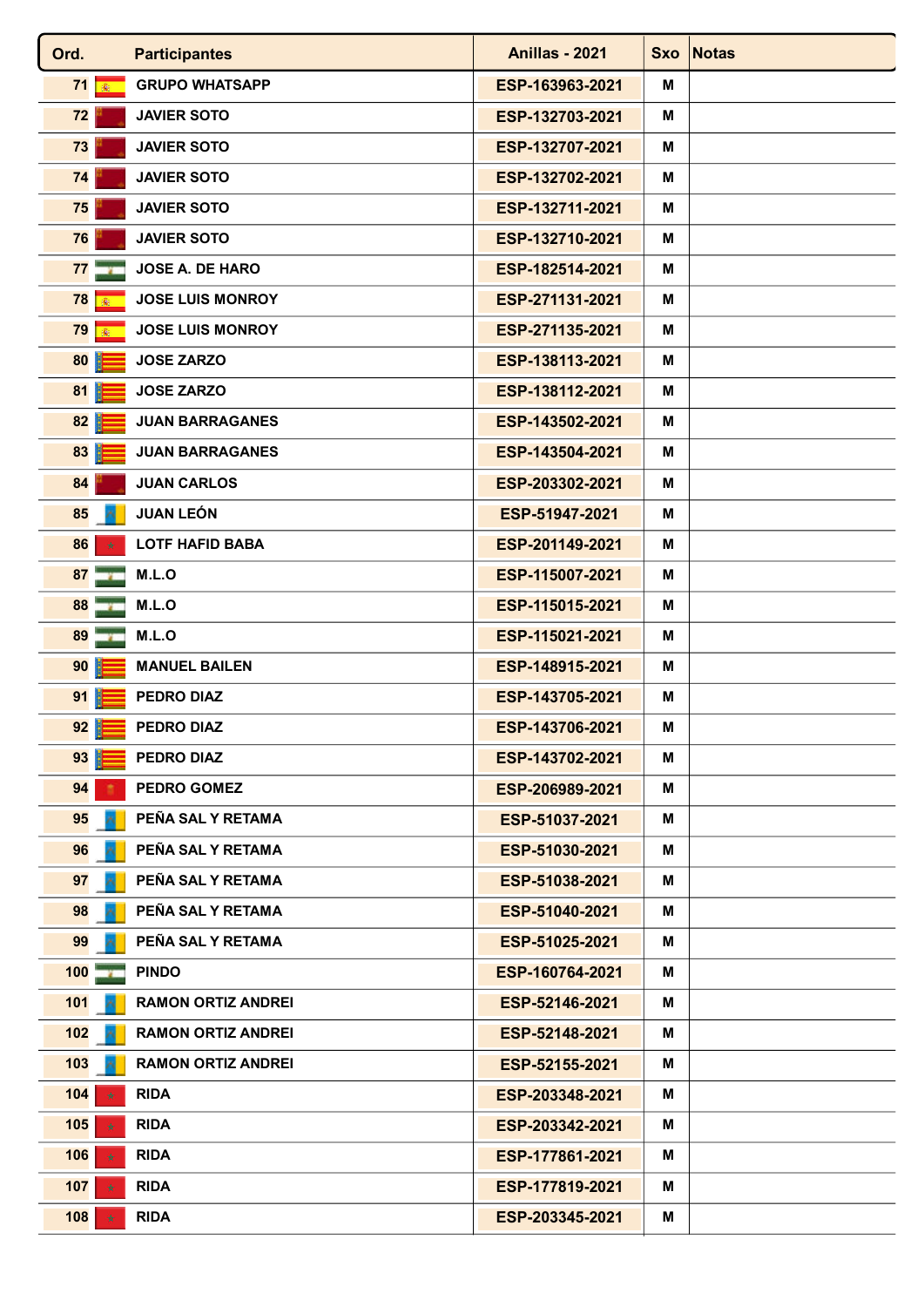| Ord. | Participantes | Anillas - 2021 | Sxo | Notas |
|---|---|---|---|---|
| 71 | GRUPO WHATSAPP | ESP-163963-2021 | M | |
| 72 | JAVIER SOTO | ESP-132703-2021 | M | |
| 73 | JAVIER SOTO | ESP-132707-2021 | M | |
| 74 | JAVIER SOTO | ESP-132702-2021 | M | |
| 75 | JAVIER SOTO | ESP-132711-2021 | M | |
| 76 | JAVIER SOTO | ESP-132710-2021 | M | |
| 77 | JOSE A. DE HARO | ESP-182514-2021 | M | |
| 78 | JOSE LUIS MONROY | ESP-271131-2021 | M | |
| 79 | JOSE LUIS MONROY | ESP-271135-2021 | M | |
| 80 | JOSE ZARZO | ESP-138113-2021 | M | |
| 81 | JOSE ZARZO | ESP-138112-2021 | M | |
| 82 | JUAN BARRAGANES | ESP-143502-2021 | M | |
| 83 | JUAN BARRAGANES | ESP-143504-2021 | M | |
| 84 | JUAN CARLOS | ESP-203302-2021 | M | |
| 85 | JUAN LEÓN | ESP-51947-2021 | M | |
| 86 | LOTF HAFID BABA | ESP-201149-2021 | M | |
| 87 | M.L.O | ESP-115007-2021 | M | |
| 88 | M.L.O | ESP-115015-2021 | M | |
| 89 | M.L.O | ESP-115021-2021 | M | |
| 90 | MANUEL BAILEN | ESP-148915-2021 | M | |
| 91 | PEDRO DIAZ | ESP-143705-2021 | M | |
| 92 | PEDRO DIAZ | ESP-143706-2021 | M | |
| 93 | PEDRO DIAZ | ESP-143702-2021 | M | |
| 94 | PEDRO GOMEZ | ESP-206989-2021 | M | |
| 95 | PEÑA SAL Y RETAMA | ESP-51037-2021 | M | |
| 96 | PEÑA SAL Y RETAMA | ESP-51030-2021 | M | |
| 97 | PEÑA SAL Y RETAMA | ESP-51038-2021 | M | |
| 98 | PEÑA SAL Y RETAMA | ESP-51040-2021 | M | |
| 99 | PEÑA SAL Y RETAMA | ESP-51025-2021 | M | |
| 100 | PINDO | ESP-160764-2021 | M | |
| 101 | RAMON ORTIZ ANDREI | ESP-52146-2021 | M | |
| 102 | RAMON ORTIZ ANDREI | ESP-52148-2021 | M | |
| 103 | RAMON ORTIZ ANDREI | ESP-52155-2021 | M | |
| 104 | RIDA | ESP-203348-2021 | M | |
| 105 | RIDA | ESP-203342-2021 | M | |
| 106 | RIDA | ESP-177861-2021 | M | |
| 107 | RIDA | ESP-177819-2021 | M | |
| 108 | RIDA | ESP-203345-2021 | M | |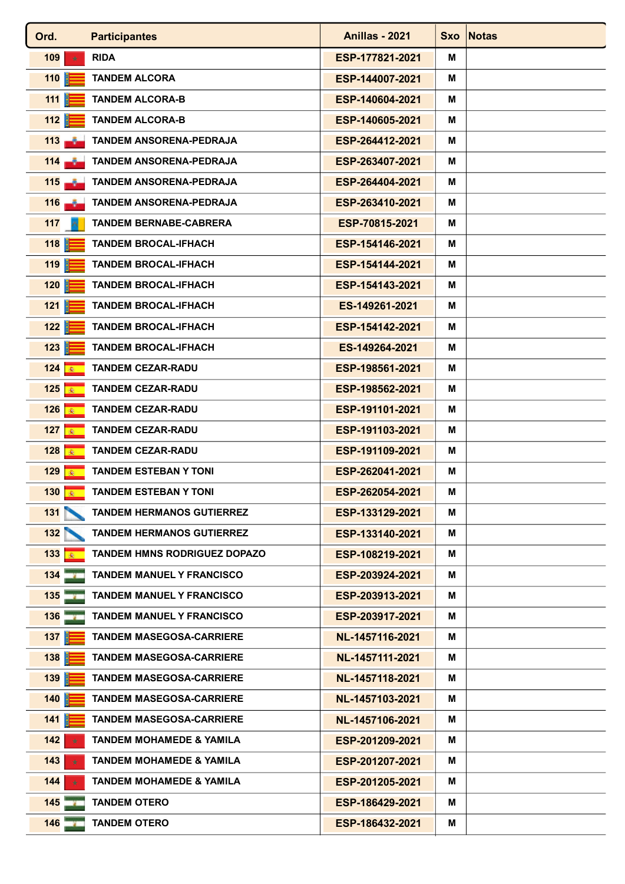| Ord. | Participantes | Anillas - 2021 | Sxo | Notas |
|---|---|---|---|---|
| 109 | RIDA | ESP-177821-2021 | M | |
| 110 | TANDEM ALCORA | ESP-144007-2021 | M | |
| 111 | TANDEM ALCORA-B | ESP-140604-2021 | M | |
| 112 | TANDEM ALCORA-B | ESP-140605-2021 | M | |
| 113 | TANDEM ANSORENA-PEDRAJA | ESP-264412-2021 | M | |
| 114 | TANDEM ANSORENA-PEDRAJA | ESP-263407-2021 | M | |
| 115 | TANDEM ANSORENA-PEDRAJA | ESP-264404-2021 | M | |
| 116 | TANDEM ANSORENA-PEDRAJA | ESP-263410-2021 | M | |
| 117 | TANDEM BERNABE-CABRERA | ESP-70815-2021 | M | |
| 118 | TANDEM BROCAL-IFHACH | ESP-154146-2021 | M | |
| 119 | TANDEM BROCAL-IFHACH | ESP-154144-2021 | M | |
| 120 | TANDEM BROCAL-IFHACH | ESP-154143-2021 | M | |
| 121 | TANDEM BROCAL-IFHACH | ES-149261-2021 | M | |
| 122 | TANDEM BROCAL-IFHACH | ESP-154142-2021 | M | |
| 123 | TANDEM BROCAL-IFHACH | ES-149264-2021 | M | |
| 124 | TANDEM CEZAR-RADU | ESP-198561-2021 | M | |
| 125 | TANDEM CEZAR-RADU | ESP-198562-2021 | M | |
| 126 | TANDEM CEZAR-RADU | ESP-191101-2021 | M | |
| 127 | TANDEM CEZAR-RADU | ESP-191103-2021 | M | |
| 128 | TANDEM CEZAR-RADU | ESP-191109-2021 | M | |
| 129 | TANDEM ESTEBAN Y TONI | ESP-262041-2021 | M | |
| 130 | TANDEM ESTEBAN Y TONI | ESP-262054-2021 | M | |
| 131 | TANDEM HERMANOS GUTIERREZ | ESP-133129-2021 | M | |
| 132 | TANDEM HERMANOS GUTIERREZ | ESP-133140-2021 | M | |
| 133 | TANDEM HMNS RODRIGUEZ DOPAZO | ESP-108219-2021 | M | |
| 134 | TANDEM MANUEL Y FRANCISCO | ESP-203924-2021 | M | |
| 135 | TANDEM MANUEL Y FRANCISCO | ESP-203913-2021 | M | |
| 136 | TANDEM MANUEL Y FRANCISCO | ESP-203917-2021 | M | |
| 137 | TANDEM MASEGOSA-CARRIERE | NL-1457116-2021 | M | |
| 138 | TANDEM MASEGOSA-CARRIERE | NL-1457111-2021 | M | |
| 139 | TANDEM MASEGOSA-CARRIERE | NL-1457118-2021 | M | |
| 140 | TANDEM MASEGOSA-CARRIERE | NL-1457103-2021 | M | |
| 141 | TANDEM MASEGOSA-CARRIERE | NL-1457106-2021 | M | |
| 142 | TANDEM MOHAMEDE & YAMILA | ESP-201209-2021 | M | |
| 143 | TANDEM MOHAMEDE & YAMILA | ESP-201207-2021 | M | |
| 144 | TANDEM MOHAMEDE & YAMILA | ESP-201205-2021 | M | |
| 145 | TANDEM OTERO | ESP-186429-2021 | M | |
| 146 | TANDEM OTERO | ESP-186432-2021 | M | |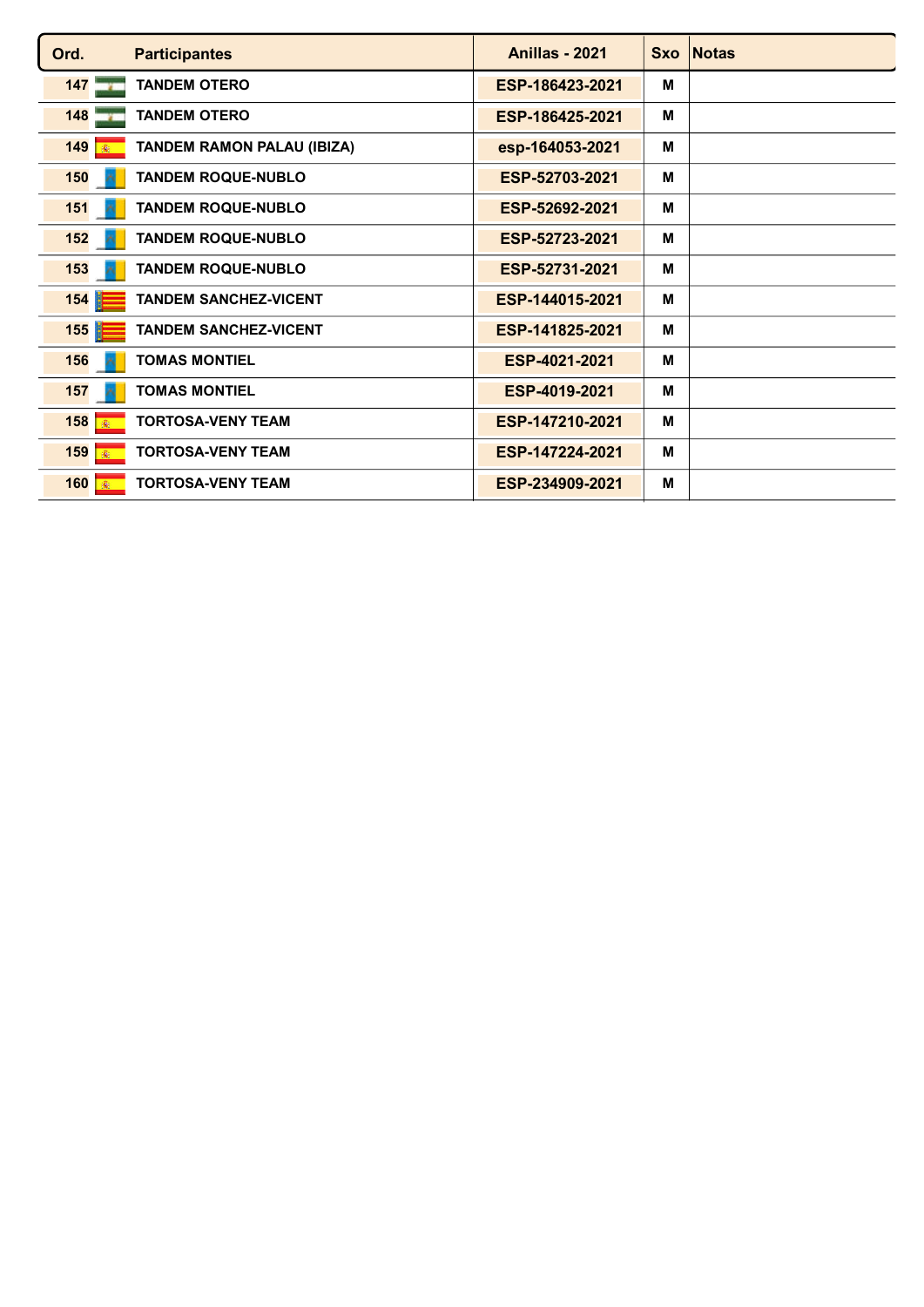| Ord. | Participantes | Anillas - 2021 | Sxo | Notas |
|---|---|---|---|---|
| 147 | TANDEM OTERO | ESP-186423-2021 | M | |
| 148 | TANDEM OTERO | ESP-186425-2021 | M | |
| 149 | TANDEM RAMON PALAU (IBIZA) | esp-164053-2021 | M | |
| 150 | TANDEM ROQUE-NUBLO | ESP-52703-2021 | M | |
| 151 | TANDEM ROQUE-NUBLO | ESP-52692-2021 | M | |
| 152 | TANDEM ROQUE-NUBLO | ESP-52723-2021 | M | |
| 153 | TANDEM ROQUE-NUBLO | ESP-52731-2021 | M | |
| 154 | TANDEM SANCHEZ-VICENT | ESP-144015-2021 | M | |
| 155 | TANDEM SANCHEZ-VICENT | ESP-141825-2021 | M | |
| 156 | TOMAS MONTIEL | ESP-4021-2021 | M | |
| 157 | TOMAS MONTIEL | ESP-4019-2021 | M | |
| 158 | TORTOSA-VENY TEAM | ESP-147210-2021 | M | |
| 159 | TORTOSA-VENY TEAM | ESP-147224-2021 | M | |
| 160 | TORTOSA-VENY TEAM | ESP-234909-2021 | M | |